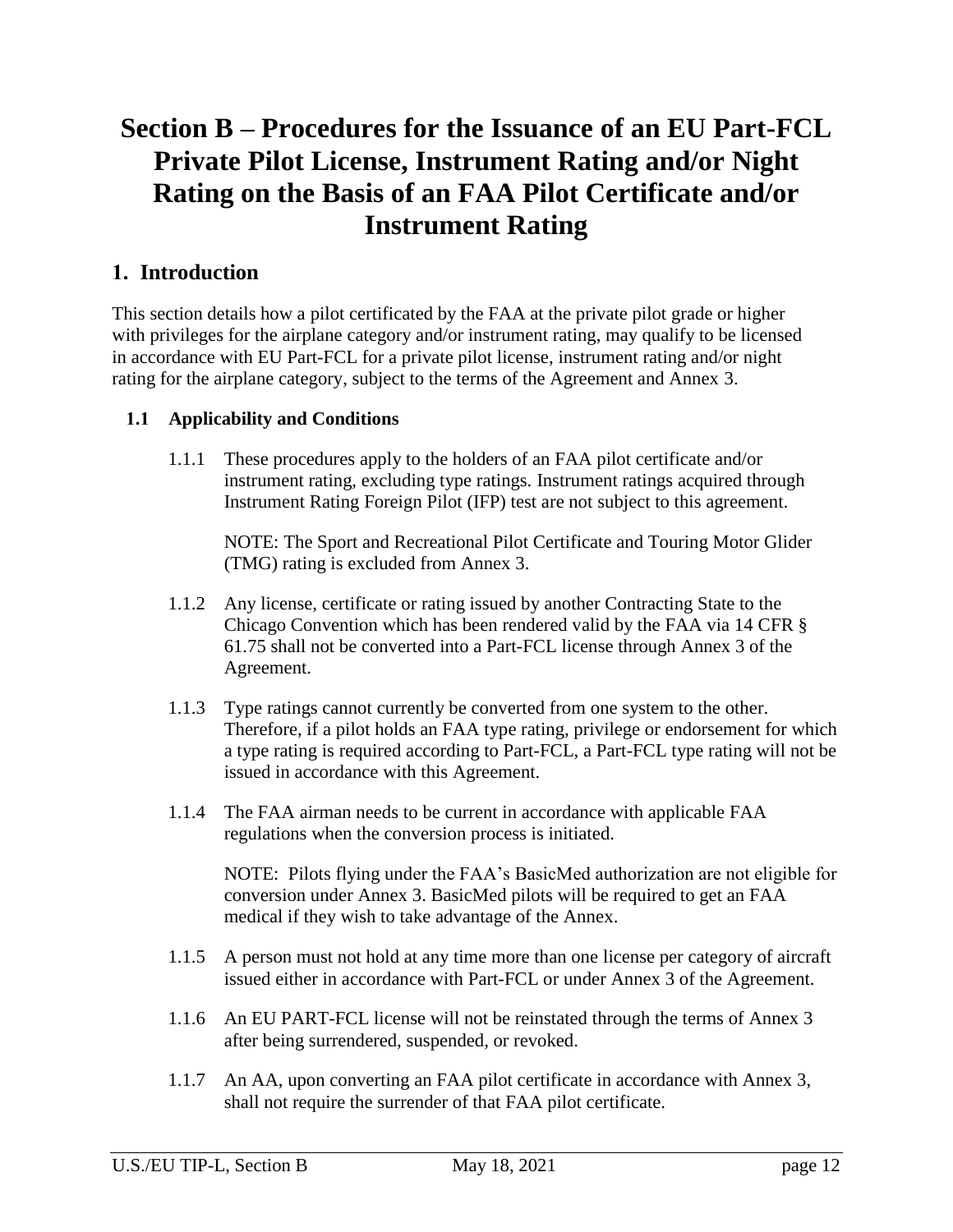# Section B – Procedures for the Issuance of an EU Part-FCL Private Pilot License, Instrument Rating and/or Night Rating on the Basis of an FAA Pilot Certificate and/or Instrument Rating

## 1. Introduction

This section details how a pilot certificated by the FAA at the private pilot grade or higher with privileges for the airplane category and/or instrument rating, may qualify to be licensed in accordance with EU Part-FCL for a private pilot license, instrument rating and/or night rating for the airplane category, subject to the terms of the Agreement and Annex 3.

### 1.1 Applicability and Conditions

1.1.1 These procedures apply to the holders of an FAA pilot certificate and/or instrument rating, excluding type ratings. Instrument ratings acquired through Instrument Rating Foreign Pilot (IFP) test are not subject to this agreement.

NOTE: The Sport and Recreational Pilot Certificate and Touring Motor Glider (TMG) rating is excluded from Annex 3.

1.1.2 Any license, certificate or rating issued by another Contracting State to the Chicago Convention which has been rendered valid by the FAA via 14 CFR § 61.75 shall not be converted into a Part-FCL license through Annex 3 of the Agreement.

1.1.3 Type ratings cannot currently be converted from one system to the other. Therefore, if a pilot holds an FAA type rating, privilege or endorsement for which a type rating is required according to Part-FCL, a Part-FCL type rating will not be issued in accordance with this Agreement.

1.1.4 The FAA airman needs to be current in accordance with applicable FAA regulations when the conversion process is initiated.

NOTE: Pilots flying under the FAA's BasicMed authorization are not eligible for conversion under Annex 3. BasicMed pilots will be required to get an FAA medical if they wish to take advantage of the Annex.

1.1.5 A person must not hold at any time more than one license per category of aircraft issued either in accordance with Part-FCL or under Annex 3 of the Agreement.

1.1.6 An EU PART-FCL license will not be reinstated through the terms of Annex 3 after being surrendered, suspended, or revoked.

1.1.7 An AA, upon converting an FAA pilot certificate in accordance with Annex 3, shall not require the surrender of that FAA pilot certificate.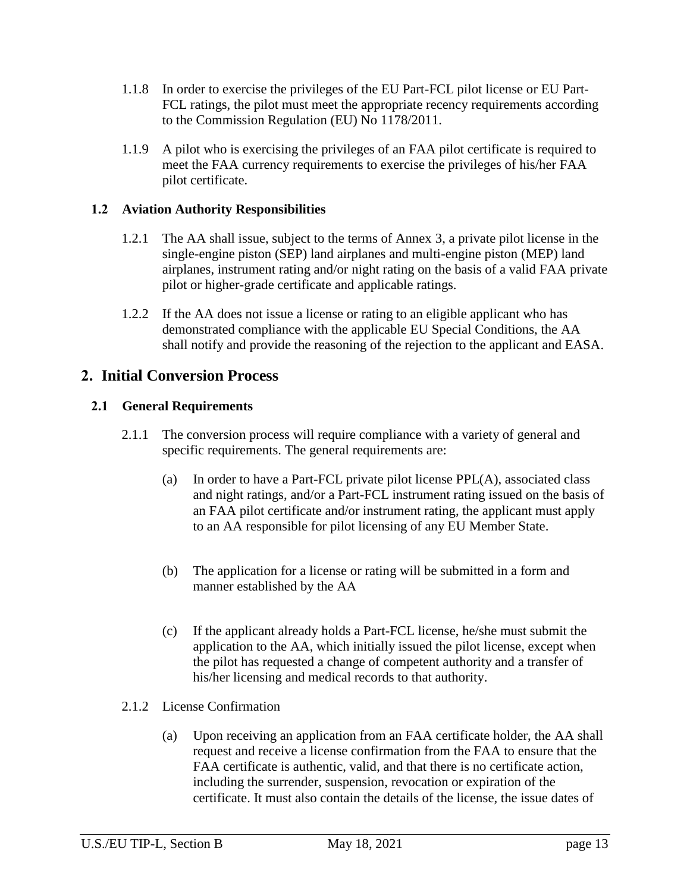1.1.8 In order to exercise the privileges of the EU Part-FCL pilot license or EU Part-FCL ratings, the pilot must meet the appropriate recency requirements according to the Commission Regulation (EU) No 1178/2011.

1.1.9 A pilot who is exercising the privileges of an FAA pilot certificate is required to meet the FAA currency requirements to exercise the privileges of his/her FAA pilot certificate.

### 1.2 Aviation Authority Responsibilities

1.2.1 The AA shall issue, subject to the terms of Annex 3, a private pilot license in the single-engine piston (SEP) land airplanes and multi-engine piston (MEP) land airplanes, instrument rating and/or night rating on the basis of a valid FAA private pilot or higher-grade certificate and applicable ratings.

1.2.2 If the AA does not issue a license or rating to an eligible applicant who has demonstrated compliance with the applicable EU Special Conditions, the AA shall notify and provide the reasoning of the rejection to the applicant and EASA.

## 2. Initial Conversion Process

### 2.1 General Requirements

2.1.1 The conversion process will require compliance with a variety of general and specific requirements. The general requirements are:

(a) In order to have a Part-FCL private pilot license PPL(A), associated class and night ratings, and/or a Part-FCL instrument rating issued on the basis of an FAA pilot certificate and/or instrument rating, the applicant must apply to an AA responsible for pilot licensing of any EU Member State.

(b) The application for a license or rating will be submitted in a form and manner established by the AA

(c) If the applicant already holds a Part-FCL license, he/she must submit the application to the AA, which initially issued the pilot license, except when the pilot has requested a change of competent authority and a transfer of his/her licensing and medical records to that authority.

2.1.2 License Confirmation

(a) Upon receiving an application from an FAA certificate holder, the AA shall request and receive a license confirmation from the FAA to ensure that the FAA certificate is authentic, valid, and that there is no certificate action, including the surrender, suspension, revocation or expiration of the certificate. It must also contain the details of the license, the issue dates of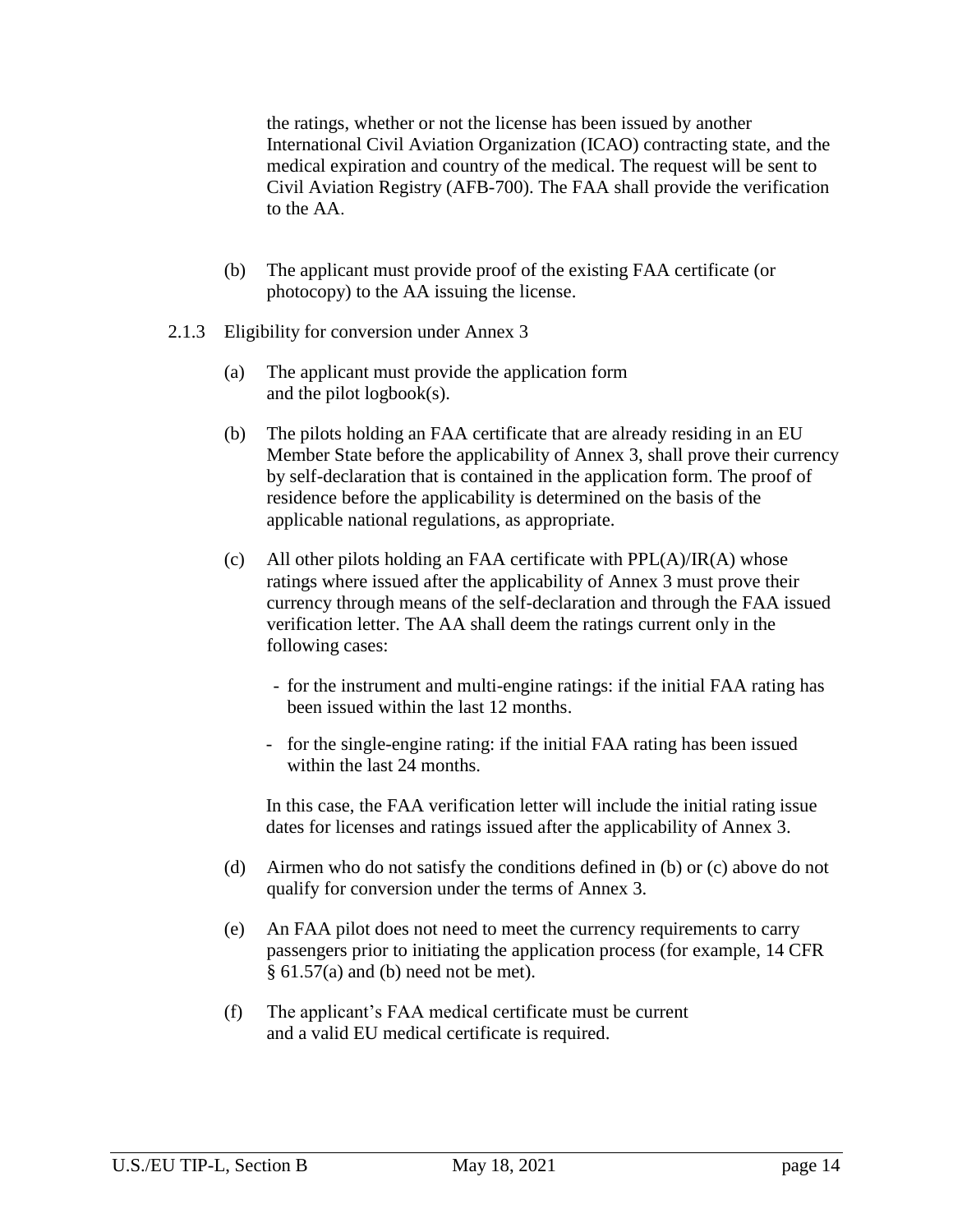the ratings, whether or not the license has been issued by another International Civil Aviation Organization (ICAO) contracting state, and the medical expiration and country of the medical. The request will be sent to Civil Aviation Registry (AFB-700). The FAA shall provide the verification to the AA.

(b) The applicant must provide proof of the existing FAA certificate (or photocopy) to the AA issuing the license.

2.1.3 Eligibility for conversion under Annex 3

(a) The applicant must provide the application form and the pilot logbook(s).

(b) The pilots holding an FAA certificate that are already residing in an EU Member State before the applicability of Annex 3, shall prove their currency by self-declaration that is contained in the application form. The proof of residence before the applicability is determined on the basis of the applicable national regulations, as appropriate.

(c) All other pilots holding an FAA certificate with PPL(A)/IR(A) whose ratings where issued after the applicability of Annex 3 must prove their currency through means of the self-declaration and through the FAA issued verification letter. The AA shall deem the ratings current only in the following cases:

- for the instrument and multi-engine ratings: if the initial FAA rating has been issued within the last 12 months.
- for the single-engine rating: if the initial FAA rating has been issued within the last 24 months.

In this case, the FAA verification letter will include the initial rating issue dates for licenses and ratings issued after the applicability of Annex 3.

(d) Airmen who do not satisfy the conditions defined in (b) or (c) above do not qualify for conversion under the terms of Annex 3.

(e) An FAA pilot does not need to meet the currency requirements to carry passengers prior to initiating the application process (for example, 14 CFR § 61.57(a) and (b) need not be met).

(f) The applicant's FAA medical certificate must be current and a valid EU medical certificate is required.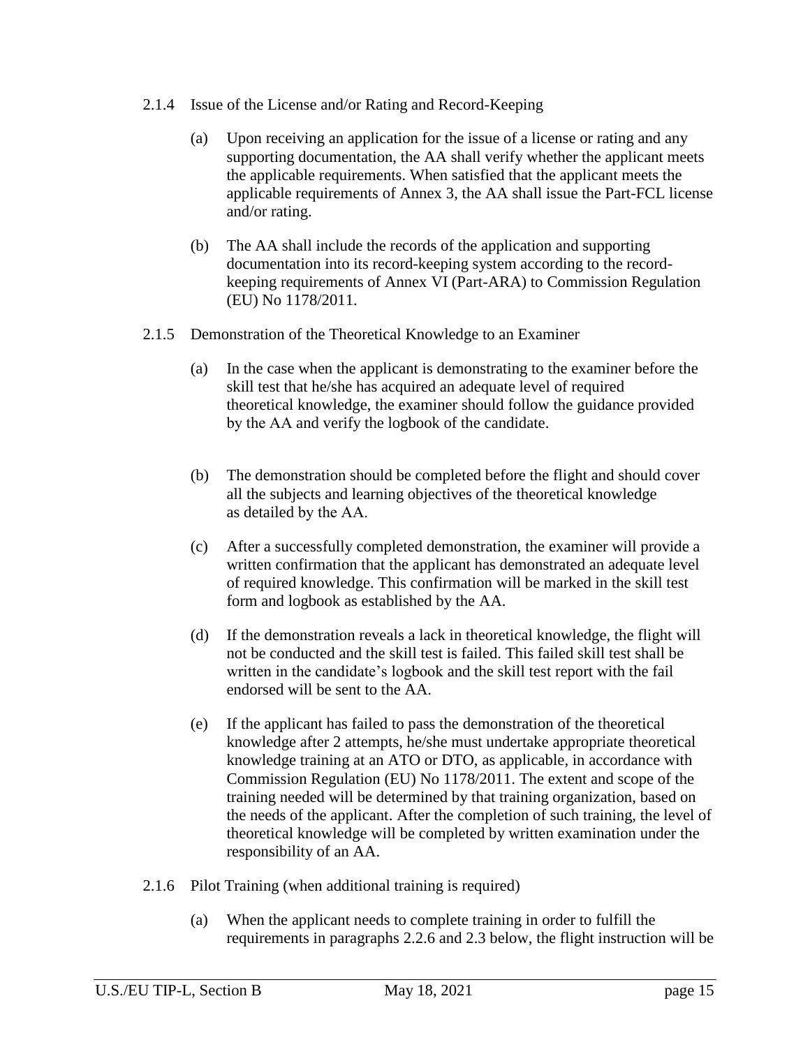### 2.1.4 Issue of the License and/or Rating and Record-Keeping

(a) Upon receiving an application for the issue of a license or rating and any supporting documentation, the AA shall verify whether the applicant meets the applicable requirements. When satisfied that the applicant meets the applicable requirements of Annex 3, the AA shall issue the Part-FCL license and/or rating.

(b) The AA shall include the records of the application and supporting documentation into its record-keeping system according to the record-keeping requirements of Annex VI (Part-ARA) to Commission Regulation (EU) No 1178/2011.

### 2.1.5 Demonstration of the Theoretical Knowledge to an Examiner

(a) In the case when the applicant is demonstrating to the examiner before the skill test that he/she has acquired an adequate level of required theoretical knowledge, the examiner should follow the guidance provided by the AA and verify the logbook of the candidate.

(b) The demonstration should be completed before the flight and should cover all the subjects and learning objectives of the theoretical knowledge as detailed by the AA.

(c) After a successfully completed demonstration, the examiner will provide a written confirmation that the applicant has demonstrated an adequate level of required knowledge. This confirmation will be marked in the skill test form and logbook as established by the AA.

(d) If the demonstration reveals a lack in theoretical knowledge, the flight will not be conducted and the skill test is failed. This failed skill test shall be written in the candidate's logbook and the skill test report with the fail endorsed will be sent to the AA.

(e) If the applicant has failed to pass the demonstration of the theoretical knowledge after 2 attempts, he/she must undertake appropriate theoretical knowledge training at an ATO or DTO, as applicable, in accordance with Commission Regulation (EU) No 1178/2011. The extent and scope of the training needed will be determined by that training organization, based on the needs of the applicant. After the completion of such training, the level of theoretical knowledge will be completed by written examination under the responsibility of an AA.

### 2.1.6 Pilot Training (when additional training is required)

(a) When the applicant needs to complete training in order to fulfill the requirements in paragraphs 2.2.6 and 2.3 below, the flight instruction will be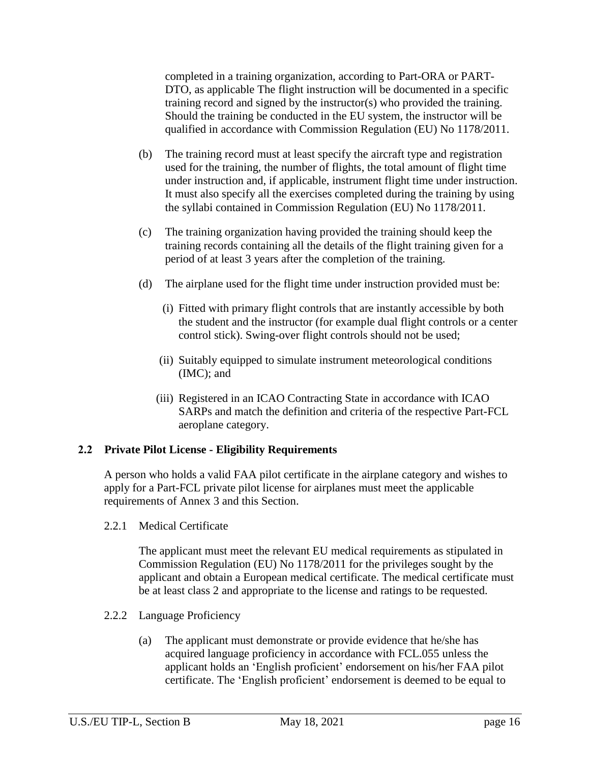completed in a training organization, according to Part-ORA or PART-DTO, as applicable The flight instruction will be documented in a specific training record and signed by the instructor(s) who provided the training. Should the training be conducted in the EU system, the instructor will be qualified in accordance with Commission Regulation (EU) No 1178/2011.

(b) The training record must at least specify the aircraft type and registration used for the training, the number of flights, the total amount of flight time under instruction and, if applicable, instrument flight time under instruction. It must also specify all the exercises completed during the training by using the syllabi contained in Commission Regulation (EU) No 1178/2011.

(c) The training organization having provided the training should keep the training records containing all the details of the flight training given for a period of at least 3 years after the completion of the training.

(d) The airplane used for the flight time under instruction provided must be:

(i) Fitted with primary flight controls that are instantly accessible by both the student and the instructor (for example dual flight controls or a center control stick). Swing-over flight controls should not be used;

(ii) Suitably equipped to simulate instrument meteorological conditions (IMC); and

(iii) Registered in an ICAO Contracting State in accordance with ICAO SARPs and match the definition and criteria of the respective Part-FCL aeroplane category.

## 2.2 Private Pilot License - Eligibility Requirements

A person who holds a valid FAA pilot certificate in the airplane category and wishes to apply for a Part-FCL private pilot license for airplanes must meet the applicable requirements of Annex 3 and this Section.

### 2.2.1 Medical Certificate

The applicant must meet the relevant EU medical requirements as stipulated in Commission Regulation (EU) No 1178/2011 for the privileges sought by the applicant and obtain a European medical certificate. The medical certificate must be at least class 2 and appropriate to the license and ratings to be requested.

### 2.2.2 Language Proficiency

(a) The applicant must demonstrate or provide evidence that he/she has acquired language proficiency in accordance with FCL.055 unless the applicant holds an 'English proficient' endorsement on his/her FAA pilot certificate. The 'English proficient' endorsement is deemed to be equal to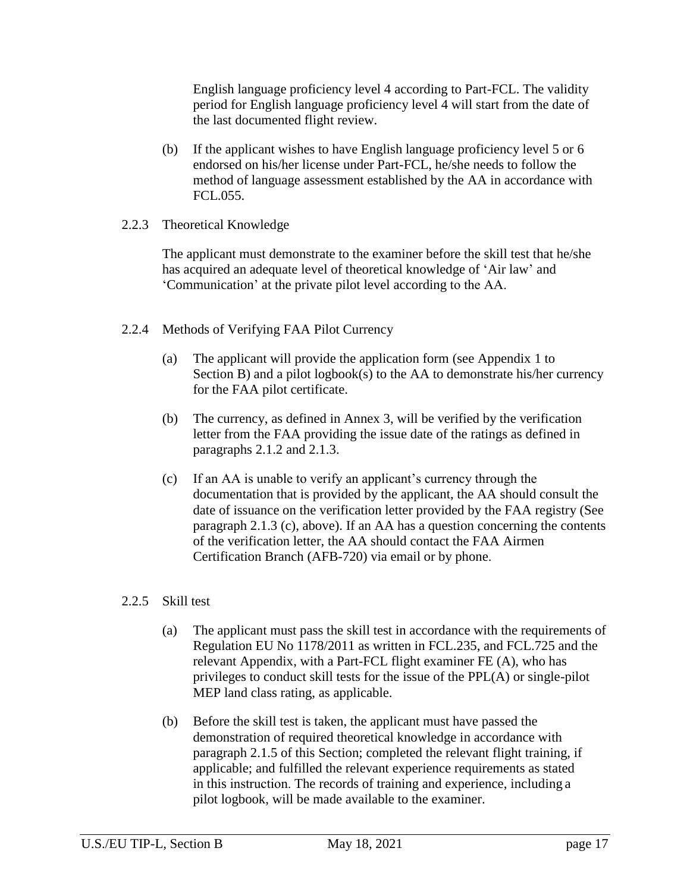English language proficiency level 4 according to Part-FCL. The validity period for English language proficiency level 4 will start from the date of the last documented flight review.

(b) If the applicant wishes to have English language proficiency level 5 or 6 endorsed on his/her license under Part-FCL, he/she needs to follow the method of language assessment established by the AA in accordance with FCL.055.

### 2.2.3 Theoretical Knowledge

The applicant must demonstrate to the examiner before the skill test that he/she has acquired an adequate level of theoretical knowledge of 'Air law' and 'Communication' at the private pilot level according to the AA.

### 2.2.4 Methods of Verifying FAA Pilot Currency

(a) The applicant will provide the application form (see Appendix 1 to Section B) and a pilot logbook(s) to the AA to demonstrate his/her currency for the FAA pilot certificate.

(b) The currency, as defined in Annex 3, will be verified by the verification letter from the FAA providing the issue date of the ratings as defined in paragraphs 2.1.2 and 2.1.3.

(c) If an AA is unable to verify an applicant's currency through the documentation that is provided by the applicant, the AA should consult the date of issuance on the verification letter provided by the FAA registry (See paragraph 2.1.3 (c), above). If an AA has a question concerning the contents of the verification letter, the AA should contact the FAA Airmen Certification Branch (AFB-720) via email or by phone.

### 2.2.5 Skill test

(a) The applicant must pass the skill test in accordance with the requirements of Regulation EU No 1178/2011 as written in FCL.235, and FCL.725 and the relevant Appendix, with a Part-FCL flight examiner FE (A), who has privileges to conduct skill tests for the issue of the PPL(A) or single-pilot MEP land class rating, as applicable.

(b) Before the skill test is taken, the applicant must have passed the demonstration of required theoretical knowledge in accordance with paragraph 2.1.5 of this Section; completed the relevant flight training, if applicable; and fulfilled the relevant experience requirements as stated in this instruction. The records of training and experience, including a pilot logbook, will be made available to the examiner.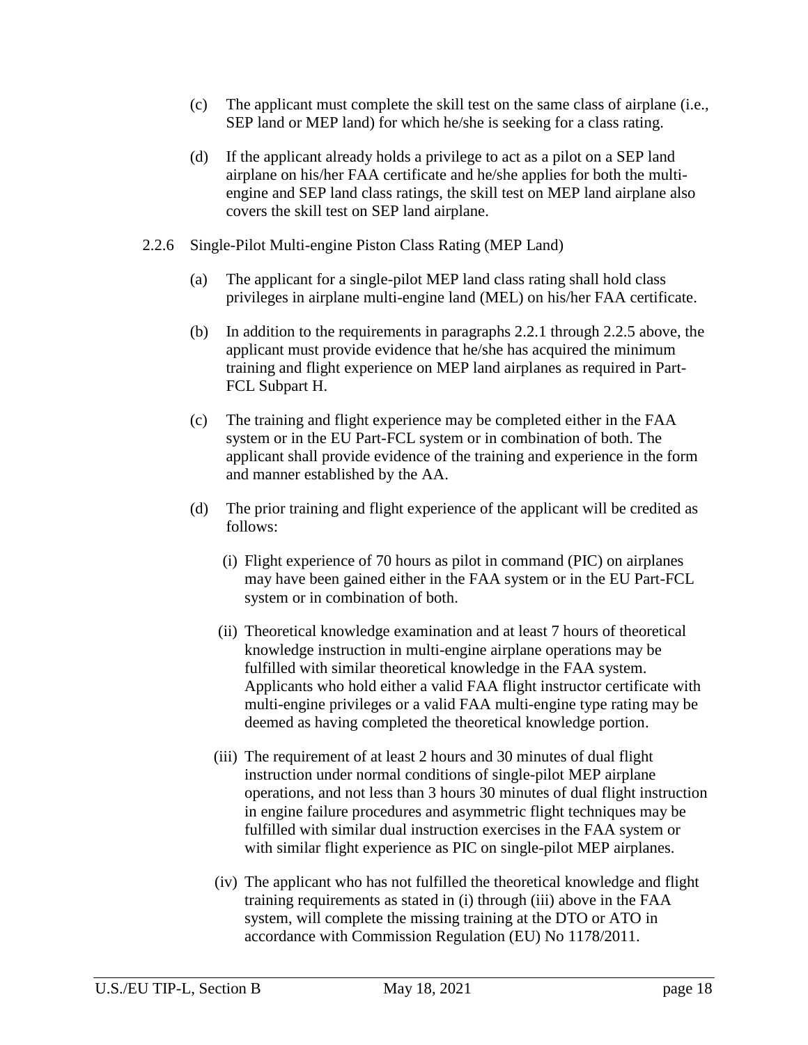(c) The applicant must complete the skill test on the same class of airplane (i.e., SEP land or MEP land) for which he/she is seeking for a class rating.

(d) If the applicant already holds a privilege to act as a pilot on a SEP land airplane on his/her FAA certificate and he/she applies for both the multi-engine and SEP land class ratings, the skill test on MEP land airplane also covers the skill test on SEP land airplane.

### 2.2.6 Single-Pilot Multi-engine Piston Class Rating (MEP Land)

(a) The applicant for a single-pilot MEP land class rating shall hold class privileges in airplane multi-engine land (MEL) on his/her FAA certificate.

(b) In addition to the requirements in paragraphs 2.2.1 through 2.2.5 above, the applicant must provide evidence that he/she has acquired the minimum training and flight experience on MEP land airplanes as required in Part-FCL Subpart H.

(c) The training and flight experience may be completed either in the FAA system or in the EU Part-FCL system or in combination of both. The applicant shall provide evidence of the training and experience in the form and manner established by the AA.

(d) The prior training and flight experience of the applicant will be credited as follows:

(i) Flight experience of 70 hours as pilot in command (PIC) on airplanes may have been gained either in the FAA system or in the EU Part-FCL system or in combination of both.

(ii) Theoretical knowledge examination and at least 7 hours of theoretical knowledge instruction in multi-engine airplane operations may be fulfilled with similar theoretical knowledge in the FAA system. Applicants who hold either a valid FAA flight instructor certificate with multi-engine privileges or a valid FAA multi-engine type rating may be deemed as having completed the theoretical knowledge portion.

(iii) The requirement of at least 2 hours and 30 minutes of dual flight instruction under normal conditions of single-pilot MEP airplane operations, and not less than 3 hours 30 minutes of dual flight instruction in engine failure procedures and asymmetric flight techniques may be fulfilled with similar dual instruction exercises in the FAA system or with similar flight experience as PIC on single-pilot MEP airplanes.

(iv) The applicant who has not fulfilled the theoretical knowledge and flight training requirements as stated in (i) through (iii) above in the FAA system, will complete the missing training at the DTO or ATO in accordance with Commission Regulation (EU) No 1178/2011.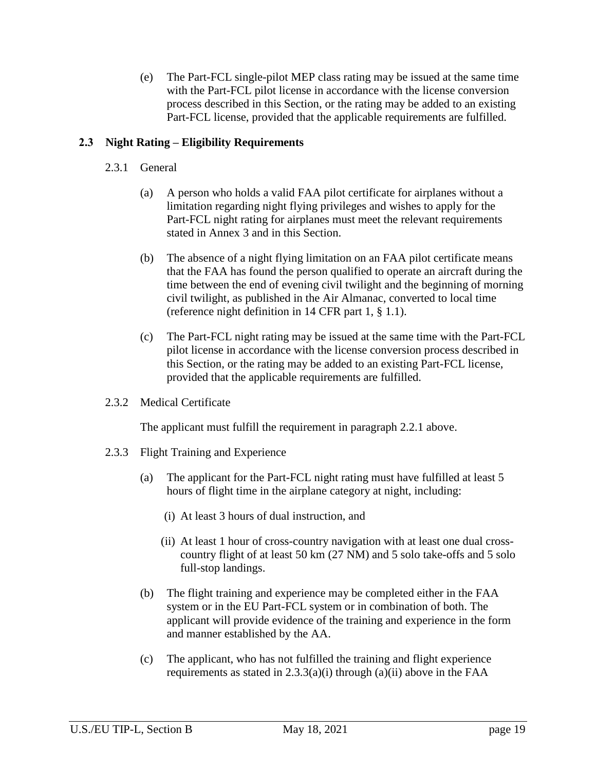(e) The Part-FCL single-pilot MEP class rating may be issued at the same time with the Part-FCL pilot license in accordance with the license conversion process described in this Section, or the rating may be added to an existing Part-FCL license, provided that the applicable requirements are fulfilled.

## 2.3 Night Rating – Eligibility Requirements

### 2.3.1 General

(a) A person who holds a valid FAA pilot certificate for airplanes without a limitation regarding night flying privileges and wishes to apply for the Part-FCL night rating for airplanes must meet the relevant requirements stated in Annex 3 and in this Section.

(b) The absence of a night flying limitation on an FAA pilot certificate means that the FAA has found the person qualified to operate an aircraft during the time between the end of evening civil twilight and the beginning of morning civil twilight, as published in the Air Almanac, converted to local time (reference night definition in 14 CFR part 1, § 1.1).

(c) The Part-FCL night rating may be issued at the same time with the Part-FCL pilot license in accordance with the license conversion process described in this Section, or the rating may be added to an existing Part-FCL license, provided that the applicable requirements are fulfilled.

### 2.3.2 Medical Certificate

The applicant must fulfill the requirement in paragraph 2.2.1 above.

### 2.3.3 Flight Training and Experience

(a) The applicant for the Part-FCL night rating must have fulfilled at least 5 hours of flight time in the airplane category at night, including:

(i) At least 3 hours of dual instruction, and

(ii) At least 1 hour of cross-country navigation with at least one dual cross-country flight of at least 50 km (27 NM) and 5 solo take-offs and 5 solo full-stop landings.

(b) The flight training and experience may be completed either in the FAA system or in the EU Part-FCL system or in combination of both. The applicant will provide evidence of the training and experience in the form and manner established by the AA.

(c) The applicant, who has not fulfilled the training and flight experience requirements as stated in 2.3.3(a)(i) through (a)(ii) above in the FAA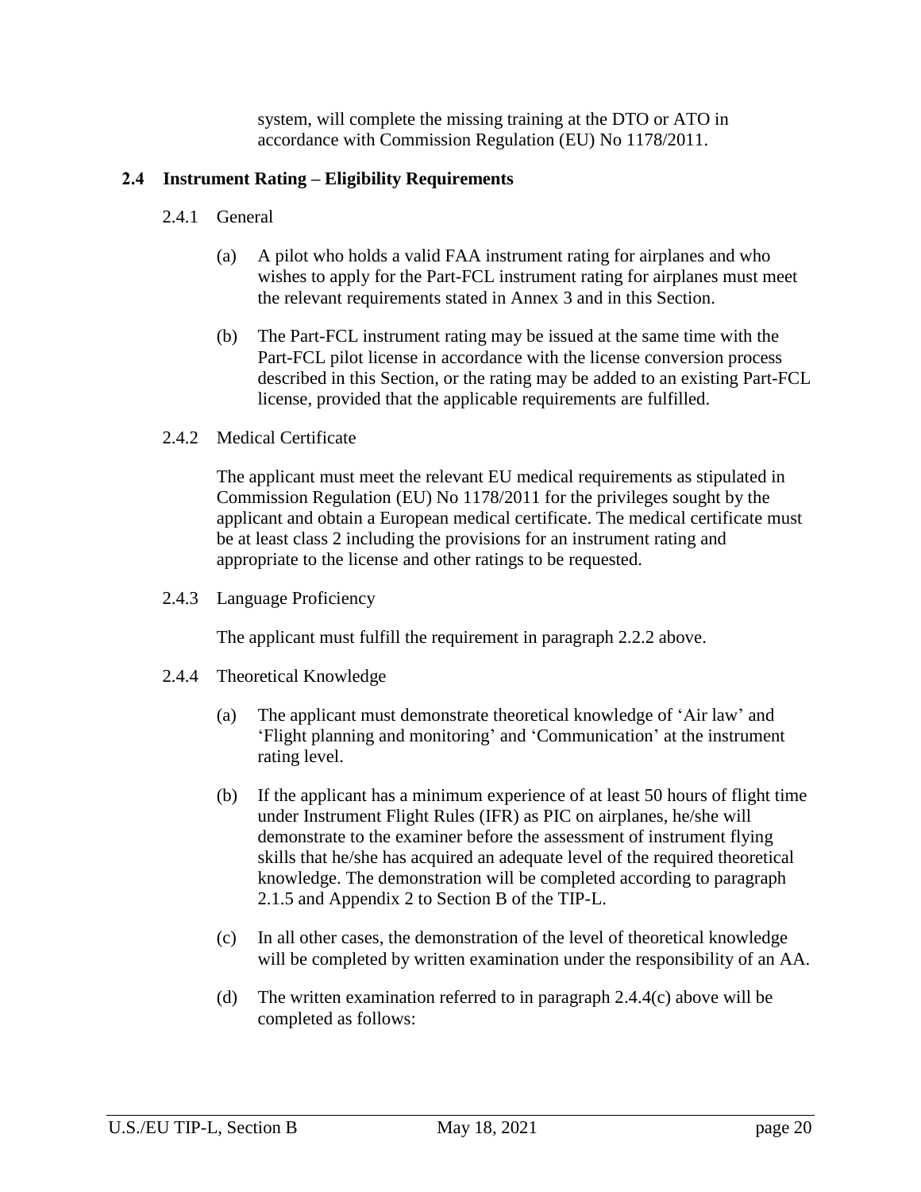system, will complete the missing training at the DTO or ATO in accordance with Commission Regulation (EU) No 1178/2011.

## 2.4 Instrument Rating – Eligibility Requirements

### 2.4.1 General

(a) A pilot who holds a valid FAA instrument rating for airplanes and who wishes to apply for the Part-FCL instrument rating for airplanes must meet the relevant requirements stated in Annex 3 and in this Section.

(b) The Part-FCL instrument rating may be issued at the same time with the Part-FCL pilot license in accordance with the license conversion process described in this Section, or the rating may be added to an existing Part-FCL license, provided that the applicable requirements are fulfilled.

### 2.4.2 Medical Certificate

The applicant must meet the relevant EU medical requirements as stipulated in Commission Regulation (EU) No 1178/2011 for the privileges sought by the applicant and obtain a European medical certificate. The medical certificate must be at least class 2 including the provisions for an instrument rating and appropriate to the license and other ratings to be requested.

### 2.4.3 Language Proficiency

The applicant must fulfill the requirement in paragraph 2.2.2 above.

### 2.4.4 Theoretical Knowledge

(a) The applicant must demonstrate theoretical knowledge of 'Air law' and 'Flight planning and monitoring' and 'Communication' at the instrument rating level.

(b) If the applicant has a minimum experience of at least 50 hours of flight time under Instrument Flight Rules (IFR) as PIC on airplanes, he/she will demonstrate to the examiner before the assessment of instrument flying skills that he/she has acquired an adequate level of the required theoretical knowledge. The demonstration will be completed according to paragraph 2.1.5 and Appendix 2 to Section B of the TIP-L.

(c) In all other cases, the demonstration of the level of theoretical knowledge will be completed by written examination under the responsibility of an AA.

(d) The written examination referred to in paragraph 2.4.4(c) above will be completed as follows: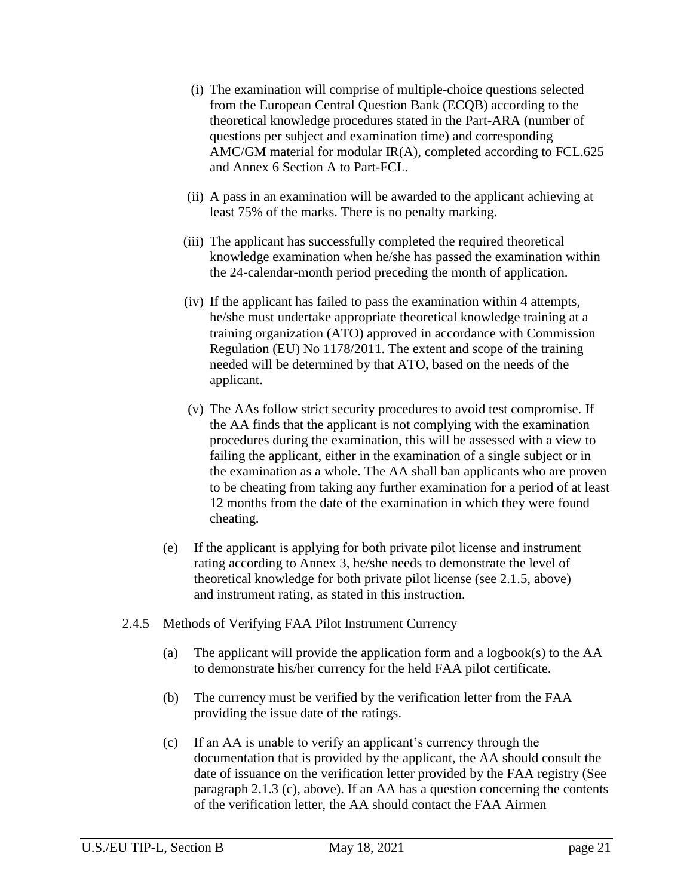(i) The examination will comprise of multiple-choice questions selected from the European Central Question Bank (ECQB) according to the theoretical knowledge procedures stated in the Part-ARA (number of questions per subject and examination time) and corresponding AMC/GM material for modular IR(A), completed according to FCL.625 and Annex 6 Section A to Part-FCL.

(ii) A pass in an examination will be awarded to the applicant achieving at least 75% of the marks. There is no penalty marking.

(iii) The applicant has successfully completed the required theoretical knowledge examination when he/she has passed the examination within the 24-calendar-month period preceding the month of application.

(iv) If the applicant has failed to pass the examination within 4 attempts, he/she must undertake appropriate theoretical knowledge training at a training organization (ATO) approved in accordance with Commission Regulation (EU) No 1178/2011. The extent and scope of the training needed will be determined by that ATO, based on the needs of the applicant.

(v) The AAs follow strict security procedures to avoid test compromise. If the AA finds that the applicant is not complying with the examination procedures during the examination, this will be assessed with a view to failing the applicant, either in the examination of a single subject or in the examination as a whole. The AA shall ban applicants who are proven to be cheating from taking any further examination for a period of at least 12 months from the date of the examination in which they were found cheating.

(e) If the applicant is applying for both private pilot license and instrument rating according to Annex 3, he/she needs to demonstrate the level of theoretical knowledge for both private pilot license (see 2.1.5, above) and instrument rating, as stated in this instruction.

2.4.5 Methods of Verifying FAA Pilot Instrument Currency

(a) The applicant will provide the application form and a logbook(s) to the AA to demonstrate his/her currency for the held FAA pilot certificate.

(b) The currency must be verified by the verification letter from the FAA providing the issue date of the ratings.

(c) If an AA is unable to verify an applicant's currency through the documentation that is provided by the applicant, the AA should consult the date of issuance on the verification letter provided by the FAA registry (See paragraph 2.1.3 (c), above). If an AA has a question concerning the contents of the verification letter, the AA should contact the FAA Airmen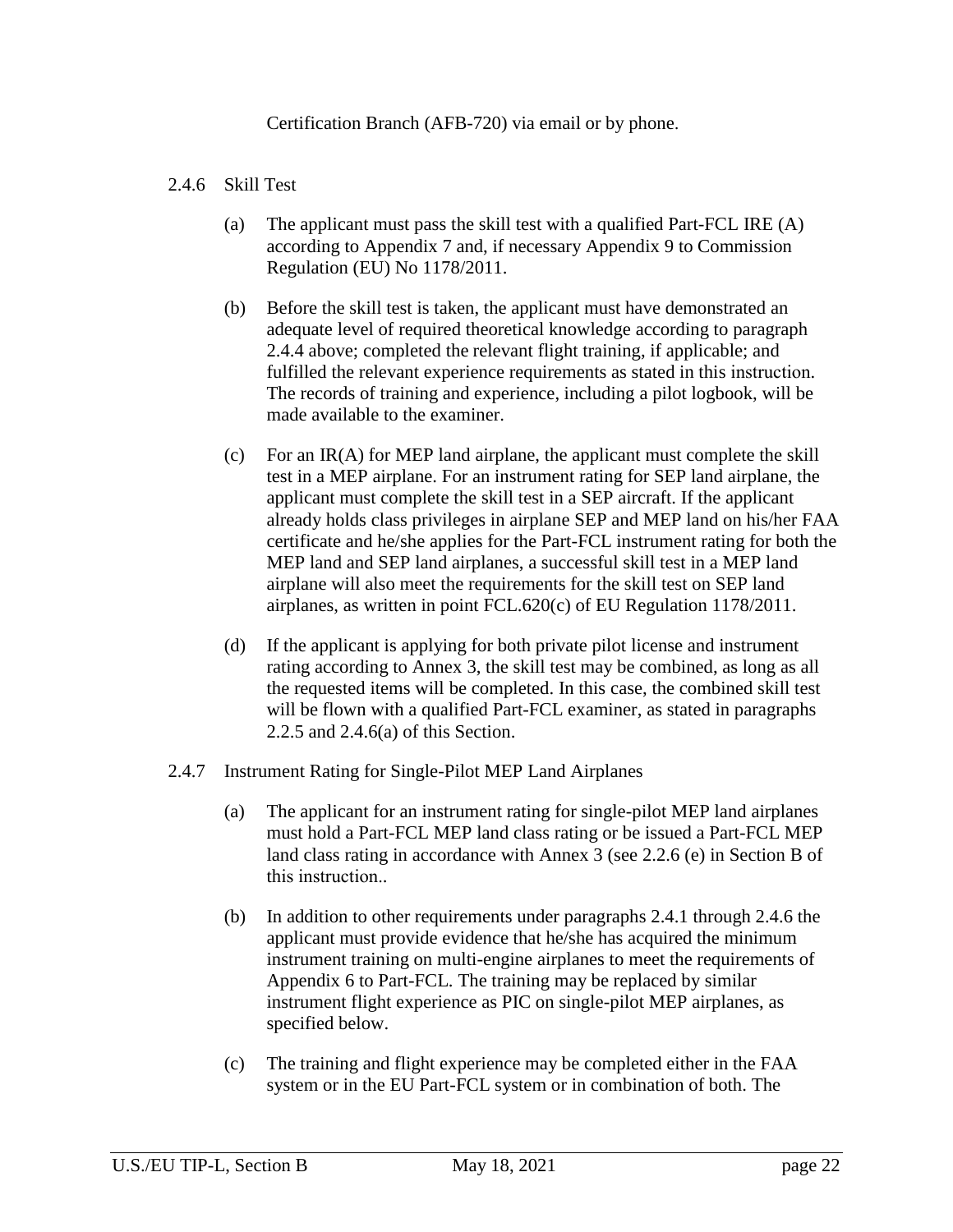Certification Branch (AFB-720) via email or by phone.

2.4.6 Skill Test

(a) The applicant must pass the skill test with a qualified Part-FCL IRE (A) according to Appendix 7 and, if necessary Appendix 9 to Commission Regulation (EU) No 1178/2011.

(b) Before the skill test is taken, the applicant must have demonstrated an adequate level of required theoretical knowledge according to paragraph 2.4.4 above; completed the relevant flight training, if applicable; and fulfilled the relevant experience requirements as stated in this instruction. The records of training and experience, including a pilot logbook, will be made available to the examiner.

(c) For an IR(A) for MEP land airplane, the applicant must complete the skill test in a MEP airplane. For an instrument rating for SEP land airplane, the applicant must complete the skill test in a SEP aircraft. If the applicant already holds class privileges in airplane SEP and MEP land on his/her FAA certificate and he/she applies for the Part-FCL instrument rating for both the MEP land and SEP land airplanes, a successful skill test in a MEP land airplane will also meet the requirements for the skill test on SEP land airplanes, as written in point FCL.620(c) of EU Regulation 1178/2011.

(d) If the applicant is applying for both private pilot license and instrument rating according to Annex 3, the skill test may be combined, as long as all the requested items will be completed. In this case, the combined skill test will be flown with a qualified Part-FCL examiner, as stated in paragraphs 2.2.5 and 2.4.6(a) of this Section.

2.4.7 Instrument Rating for Single-Pilot MEP Land Airplanes

(a) The applicant for an instrument rating for single-pilot MEP land airplanes must hold a Part-FCL MEP land class rating or be issued a Part-FCL MEP land class rating in accordance with Annex 3 (see 2.2.6 (e) in Section B of this instruction..

(b) In addition to other requirements under paragraphs 2.4.1 through 2.4.6 the applicant must provide evidence that he/she has acquired the minimum instrument training on multi-engine airplanes to meet the requirements of Appendix 6 to Part-FCL. The training may be replaced by similar instrument flight experience as PIC on single-pilot MEP airplanes, as specified below.

(c) The training and flight experience may be completed either in the FAA system or in the EU Part-FCL system or in combination of both. The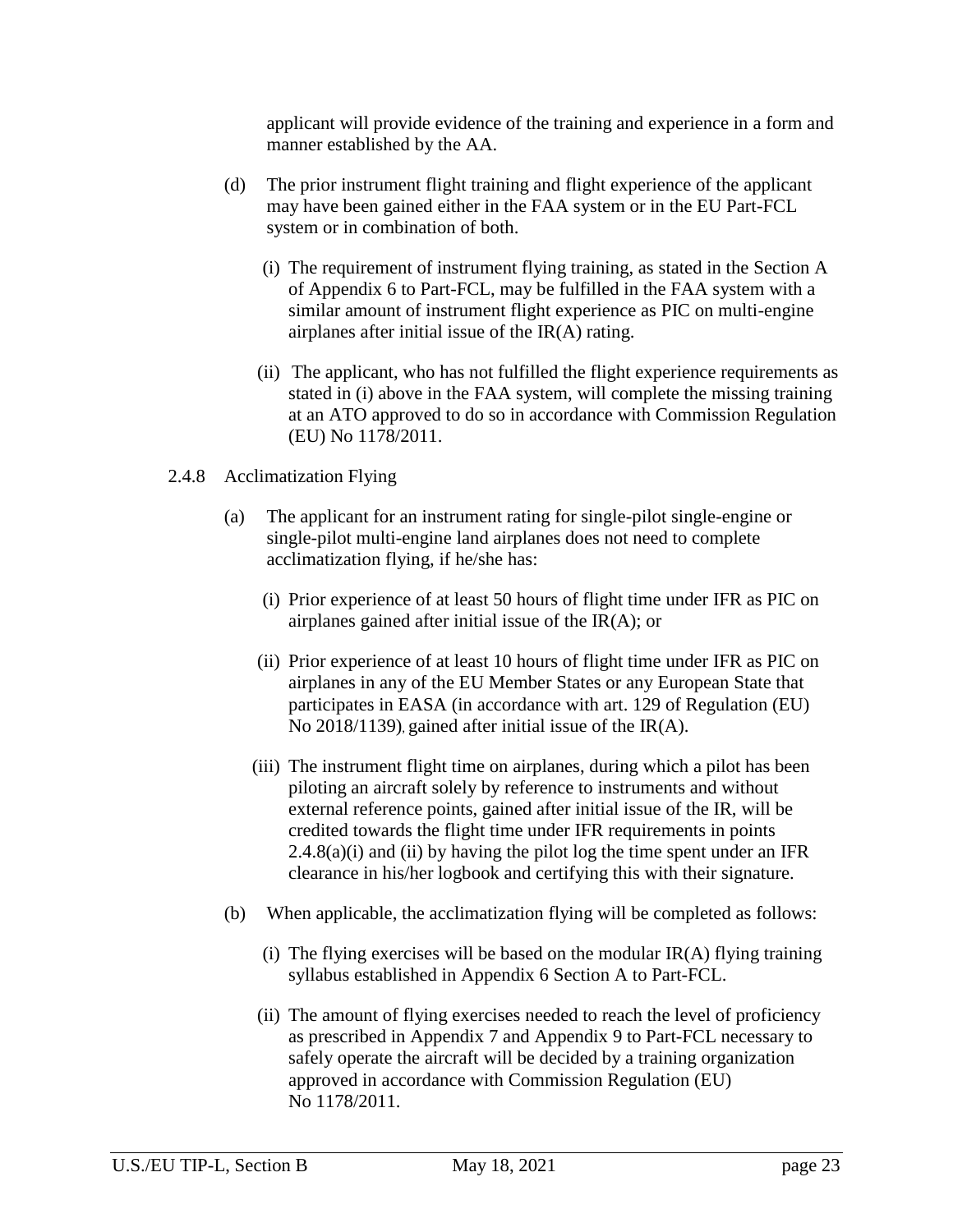applicant will provide evidence of the training and experience in a form and manner established by the AA.

(d) The prior instrument flight training and flight experience of the applicant may have been gained either in the FAA system or in the EU Part-FCL system or in combination of both.

(i) The requirement of instrument flying training, as stated in the Section A of Appendix 6 to Part-FCL, may be fulfilled in the FAA system with a similar amount of instrument flight experience as PIC on multi-engine airplanes after initial issue of the IR(A) rating.

(ii) The applicant, who has not fulfilled the flight experience requirements as stated in (i) above in the FAA system, will complete the missing training at an ATO approved to do so in accordance with Commission Regulation (EU) No 1178/2011.

2.4.8 Acclimatization Flying

(a) The applicant for an instrument rating for single-pilot single-engine or single-pilot multi-engine land airplanes does not need to complete acclimatization flying, if he/she has:

(i) Prior experience of at least 50 hours of flight time under IFR as PIC on airplanes gained after initial issue of the IR(A); or

(ii) Prior experience of at least 10 hours of flight time under IFR as PIC on airplanes in any of the EU Member States or any European State that participates in EASA (in accordance with art. 129 of Regulation (EU) No 2018/1139), gained after initial issue of the IR(A).

(iii) The instrument flight time on airplanes, during which a pilot has been piloting an aircraft solely by reference to instruments and without external reference points, gained after initial issue of the IR, will be credited towards the flight time under IFR requirements in points 2.4.8(a)(i) and (ii) by having the pilot log the time spent under an IFR clearance in his/her logbook and certifying this with their signature.

(b) When applicable, the acclimatization flying will be completed as follows:

(i) The flying exercises will be based on the modular IR(A) flying training syllabus established in Appendix 6 Section A to Part-FCL.

(ii) The amount of flying exercises needed to reach the level of proficiency as prescribed in Appendix 7 and Appendix 9 to Part-FCL necessary to safely operate the aircraft will be decided by a training organization approved in accordance with Commission Regulation (EU) No 1178/2011.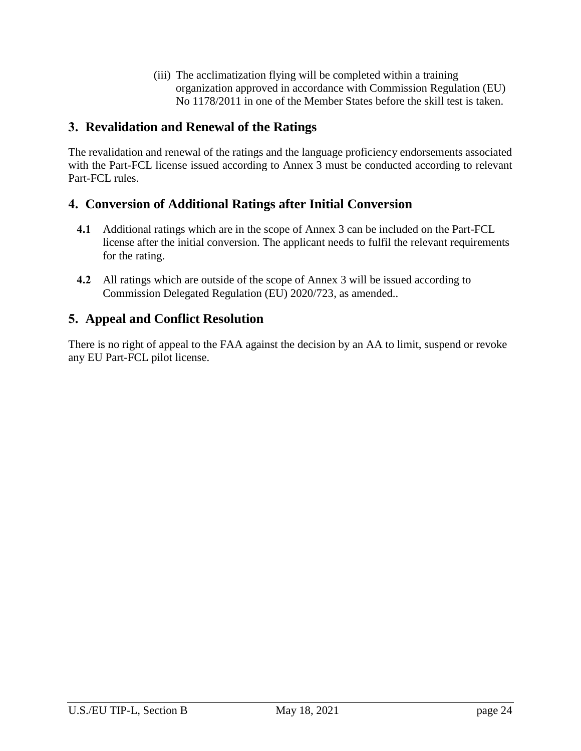(iii) The acclimatization flying will be completed within a training organization approved in accordance with Commission Regulation (EU) No 1178/2011 in one of the Member States before the skill test is taken.

## 3. Revalidation and Renewal of the Ratings

The revalidation and renewal of the ratings and the language proficiency endorsements associated with the Part-FCL license issued according to Annex 3 must be conducted according to relevant Part-FCL rules.

## 4. Conversion of Additional Ratings after Initial Conversion

**4.1** Additional ratings which are in the scope of Annex 3 can be included on the Part-FCL license after the initial conversion. The applicant needs to fulfil the relevant requirements for the rating.

**4.2** All ratings which are outside of the scope of Annex 3 will be issued according to Commission Delegated Regulation (EU) 2020/723, as amended..

## 5. Appeal and Conflict Resolution

There is no right of appeal to the FAA against the decision by an AA to limit, suspend or revoke any EU Part-FCL pilot license.